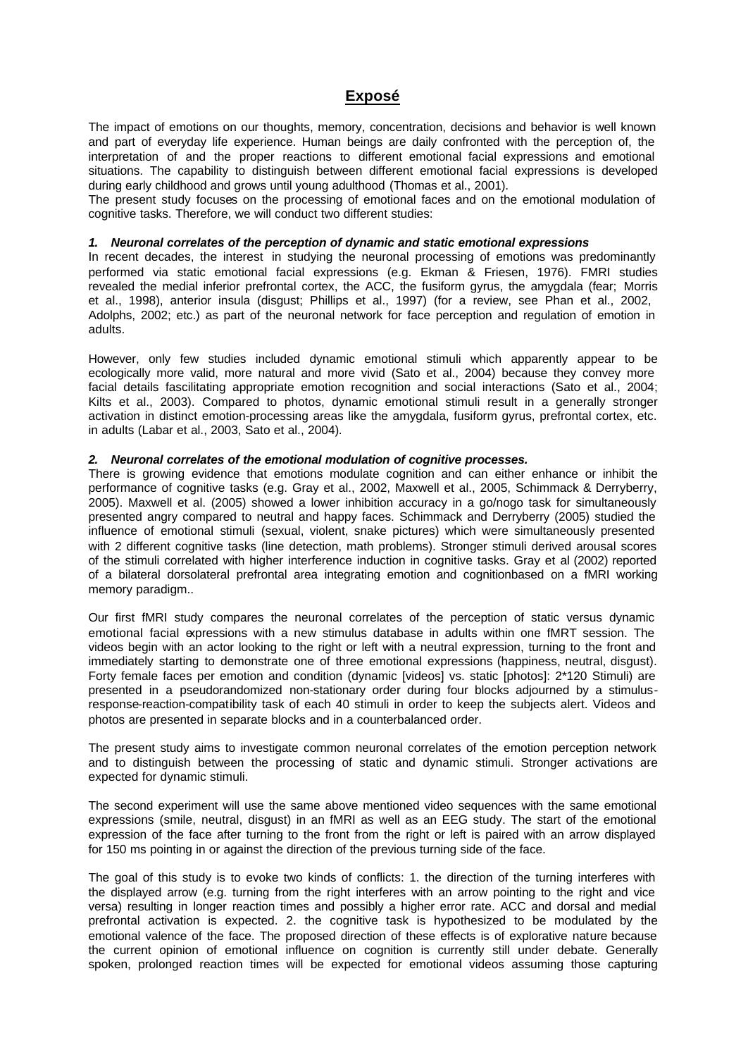# Exposé

The impact of emotions on our thoughts, memory, concentration, decisions and behavior is well known and part of everyday life experience. Human beings are daily confronted with the perception of, the interpretation of and the proper reactions to different emotional facial expressions and emotional situations. The capability to distinguish between different emotional facial expressions is developed during early childhood and grows until young adulthood (Thomas et al., 2001).
The present study focuses on the processing of emotional faces and on the emotional modulation of cognitive tasks. Therefore, we will conduct two different studies:

### *1. Neuronal correlates of the perception of dynamic and static emotional expressions*

In recent decades, the interest in studying the neuronal processing of emotions was predominantly performed via static emotional facial expressions (e.g. Ekman & Friesen, 1976). FMRI studies revealed the medial inferior prefrontal cortex, the ACC, the fusiform gyrus, the amygdala (fear; Morris et al., 1998), anterior insula (disgust; Phillips et al., 1997) (for a review, see Phan et al., 2002, Adolphs, 2002; etc.) as part of the neuronal network for face perception and regulation of emotion in adults.

However, only few studies included dynamic emotional stimuli which apparently appear to be ecologically more valid, more natural and more vivid (Sato et al., 2004) because they convey more facial details fascilitating appropriate emotion recognition and social interactions (Sato et al., 2004; Kilts et al., 2003). Compared to photos, dynamic emotional stimuli result in a generally stronger activation in distinct emotion-processing areas like the amygdala, fusiform gyrus, prefrontal cortex, etc. in adults (Labar et al., 2003, Sato et al., 2004).

### *2. Neuronal correlates of the emotional modulation of cognitive processes.*

There is growing evidence that emotions modulate cognition and can either enhance or inhibit the performance of cognitive tasks (e.g. Gray et al., 2002, Maxwell et al., 2005, Schimmack & Derryberry, 2005). Maxwell et al. (2005) showed a lower inhibition accuracy in a go/nogo task for simultaneously presented angry compared to neutral and happy faces. Schimmack and Derryberry (2005) studied the influence of emotional stimuli (sexual, violent, snake pictures) which were simultaneously presented with 2 different cognitive tasks (line detection, math problems). Stronger stimuli derived arousal scores of the stimuli correlated with higher interference induction in cognitive tasks. Gray et al (2002) reported of a bilateral dorsolateral prefrontal area integrating emotion and cognitionbased on a fMRI working memory paradigm..

Our first fMRI study compares the neuronal correlates of the perception of static versus dynamic emotional facial expressions with a new stimulus database in adults within one fMRT session. The videos begin with an actor looking to the right or left with a neutral expression, turning to the front and immediately starting to demonstrate one of three emotional expressions (happiness, neutral, disgust). Forty female faces per emotion and condition (dynamic [videos] vs. static [photos]: 2*120 Stimuli) are presented in a pseudorandomized non-stationary order during four blocks adjourned by a stimulus-response-reaction-compatibility task of each 40 stimuli in order to keep the subjects alert. Videos and photos are presented in separate blocks and in a counterbalanced order.

The present study aims to investigate common neuronal correlates of the emotion perception network and to distinguish between the processing of static and dynamic stimuli. Stronger activations are expected for dynamic stimuli.

The second experiment will use the same above mentioned video sequences with the same emotional expressions (smile, neutral, disgust) in an fMRI as well as an EEG study. The start of the emotional expression of the face after turning to the front from the right or left is paired with an arrow displayed for 150 ms pointing in or against the direction of the previous turning side of the face.

The goal of this study is to evoke two kinds of conflicts: 1. the direction of the turning interferes with the displayed arrow (e.g. turning from the right interferes with an arrow pointing to the right and vice versa) resulting in longer reaction times and possibly a higher error rate. ACC and dorsal and medial prefrontal activation is expected. 2. the cognitive task is hypothesized to be modulated by the emotional valence of the face. The proposed direction of these effects is of explorative nature because the current opinion of emotional influence on cognition is currently still under debate. Generally spoken, prolonged reaction times will be expected for emotional videos assuming those capturing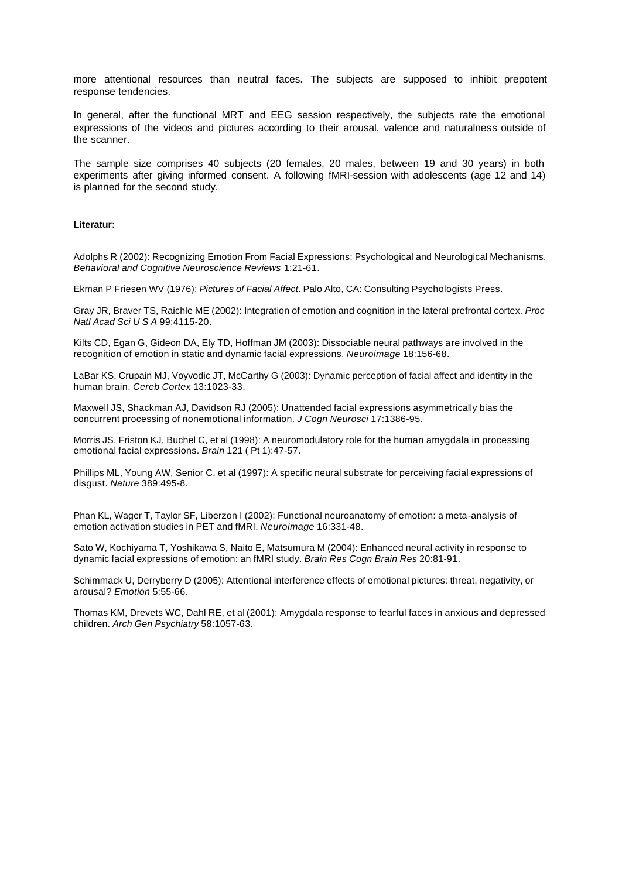more attentional resources than neutral faces. The subjects are supposed to inhibit prepotent response tendencies.

In general, after the functional MRT and EEG session respectively, the subjects rate the emotional expressions of the videos and pictures according to their arousal, valence and naturalness outside of the scanner.

The sample size comprises 40 subjects (20 females, 20 males, between 19 and 30 years) in both experiments after giving informed consent. A following fMRI-session with adolescents (age 12 and 14) is planned for the second study.

**Literatur:**

Adolphs R (2002): Recognizing Emotion From Facial Expressions: Psychological and Neurological Mechanisms. *Behavioral and Cognitive Neuroscience Reviews* 1:21-61.

Ekman P Friesen WV (1976): *Pictures of Facial Affect*. Palo Alto, CA: Consulting Psychologists Press.

Gray JR, Braver TS, Raichle ME (2002): Integration of emotion and cognition in the lateral prefrontal cortex. *Proc Natl Acad Sci U S A* 99:4115-20.

Kilts CD, Egan G, Gideon DA, Ely TD, Hoffman JM (2003): Dissociable neural pathways are involved in the recognition of emotion in static and dynamic facial expressions. *Neuroimage* 18:156-68.

LaBar KS, Crupain MJ, Voyvodic JT, McCarthy G (2003): Dynamic perception of facial affect and identity in the human brain. *Cereb Cortex* 13:1023-33.

Maxwell JS, Shackman AJ, Davidson RJ (2005): Unattended facial expressions asymmetrically bias the concurrent processing of nonemotional information. *J Cogn Neurosci* 17:1386-95.

Morris JS, Friston KJ, Buchel C, et al (1998): A neuromodulatory role for the human amygdala in processing emotional facial expressions. *Brain* 121 ( Pt 1):47-57.

Phillips ML, Young AW, Senior C, et al (1997): A specific neural substrate for perceiving facial expressions of disgust. *Nature* 389:495-8.

Phan KL, Wager T, Taylor SF, Liberzon I (2002): Functional neuroanatomy of emotion: a meta-analysis of emotion activation studies in PET and fMRI. *Neuroimage* 16:331-48.

Sato W, Kochiyama T, Yoshikawa S, Naito E, Matsumura M (2004): Enhanced neural activity in response to dynamic facial expressions of emotion: an fMRI study. *Brain Res Cogn Brain Res* 20:81-91.

Schimmack U, Derryberry D (2005): Attentional interference effects of emotional pictures: threat, negativity, or arousal? *Emotion* 5:55-66.

Thomas KM, Drevets WC, Dahl RE, et al (2001): Amygdala response to fearful faces in anxious and depressed children. *Arch Gen Psychiatry* 58:1057-63.